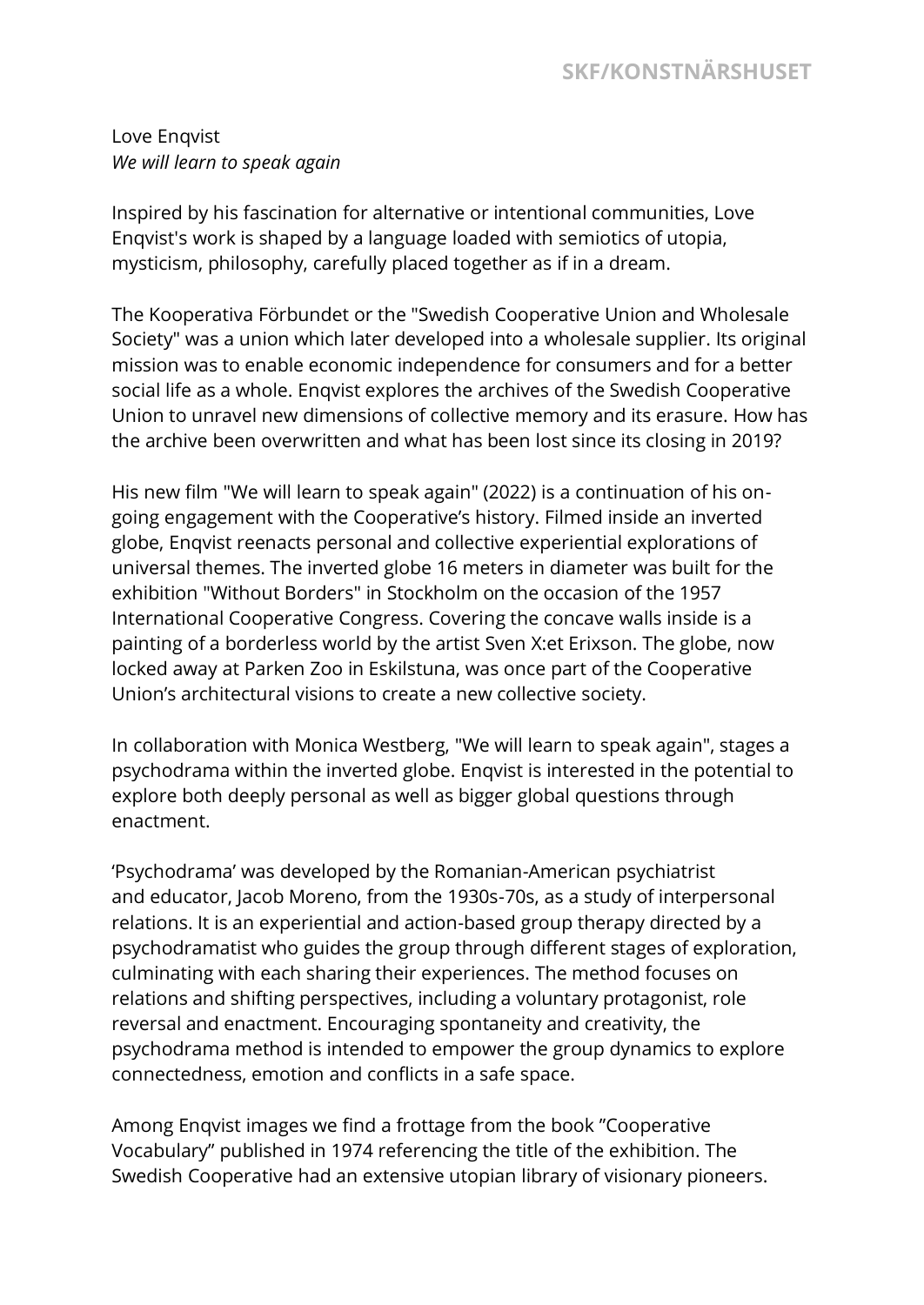Love Enqvist
*We will learn to speak again*

Inspired by his fascination for alternative or intentional communities, Love Enqvist's work is shaped by a language loaded with semiotics of utopia, mysticism, philosophy, carefully placed together as if in a dream.

The Kooperativa Förbundet or the "Swedish Cooperative Union and Wholesale Society" was a union which later developed into a wholesale supplier. Its original mission was to enable economic independence for consumers and for a better social life as a whole. Enqvist explores the archives of the Swedish Cooperative Union to unravel new dimensions of collective memory and its erasure. How has the archive been overwritten and what has been lost since its closing in 2019?

His new film "We will learn to speak again" (2022) is a continuation of his on-going engagement with the Cooperative's history. Filmed inside an inverted globe, Enqvist reenacts personal and collective experiential explorations of universal themes. The inverted globe 16 meters in diameter was built for the exhibition "Without Borders" in Stockholm on the occasion of the 1957 International Cooperative Congress. Covering the concave walls inside is a painting of a borderless world by the artist Sven X:et Erixson. The globe, now locked away at Parken Zoo in Eskilstuna, was once part of the Cooperative Union's architectural visions to create a new collective society.

In collaboration with Monica Westberg, "We will learn to speak again", stages a psychodrama within the inverted globe. Enqvist is interested in the potential to explore both deeply personal as well as bigger global questions through enactment.

'Psychodrama' was developed by the Romanian-American psychiatrist and educator, Jacob Moreno, from the 1930s-70s, as a study of interpersonal relations. It is an experiential and action-based group therapy directed by a psychodramatist who guides the group through different stages of exploration, culminating with each sharing their experiences. The method focuses on relations and shifting perspectives, including a voluntary protagonist, role reversal and enactment. Encouraging spontaneity and creativity, the psychodrama method is intended to empower the group dynamics to explore connectedness, emotion and conflicts in a safe space.

Among Enqvist images we find a frottage from the book "Cooperative Vocabulary" published in 1974 referencing the title of the exhibition. The Swedish Cooperative had an extensive utopian library of visionary pioneers.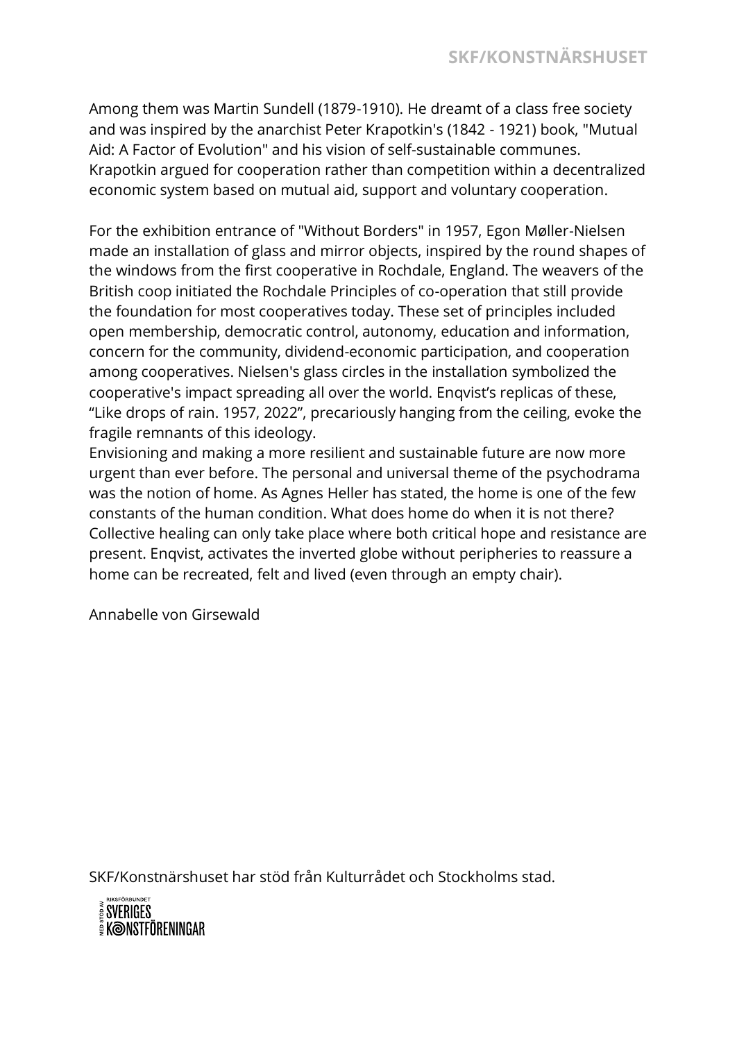Among them was Martin Sundell (1879-1910). He dreamt of a class free society and was inspired by the anarchist Peter Krapotkin's (1842 - 1921) book, "Mutual Aid: A Factor of Evolution" and his vision of self-sustainable communes. Krapotkin argued for cooperation rather than competition within a decentralized economic system based on mutual aid, support and voluntary cooperation.

For the exhibition entrance of "Without Borders" in 1957, Egon Møller-Nielsen made an installation of glass and mirror objects, inspired by the round shapes of the windows from the first cooperative in Rochdale, England. The weavers of the British coop initiated the Rochdale Principles of co-operation that still provide the foundation for most cooperatives today. These set of principles included open membership, democratic control, autonomy, education and information, concern for the community, dividend-economic participation, and cooperation among cooperatives. Nielsen's glass circles in the installation symbolized the cooperative's impact spreading all over the world. Enqvist's replicas of these, "Like drops of rain. 1957, 2022", precariously hanging from the ceiling, evoke the fragile remnants of this ideology.

Envisioning and making a more resilient and sustainable future are now more urgent than ever before. The personal and universal theme of the psychodrama was the notion of home. As Agnes Heller has stated, the home is one of the few constants of the human condition. What does home do when it is not there? Collective healing can only take place where both critical hope and resistance are present. Enqvist, activates the inverted globe without peripheries to reassure a home can be recreated, felt and lived (even through an empty chair).

Annabelle von Girsewald

SKF/Konstnärshuset har stöd från Kulturrådet och Stockholms stad.

MED STÖD AV RIKSFÖRBUNDET SVERIGES KONSTFÖRENINGAR